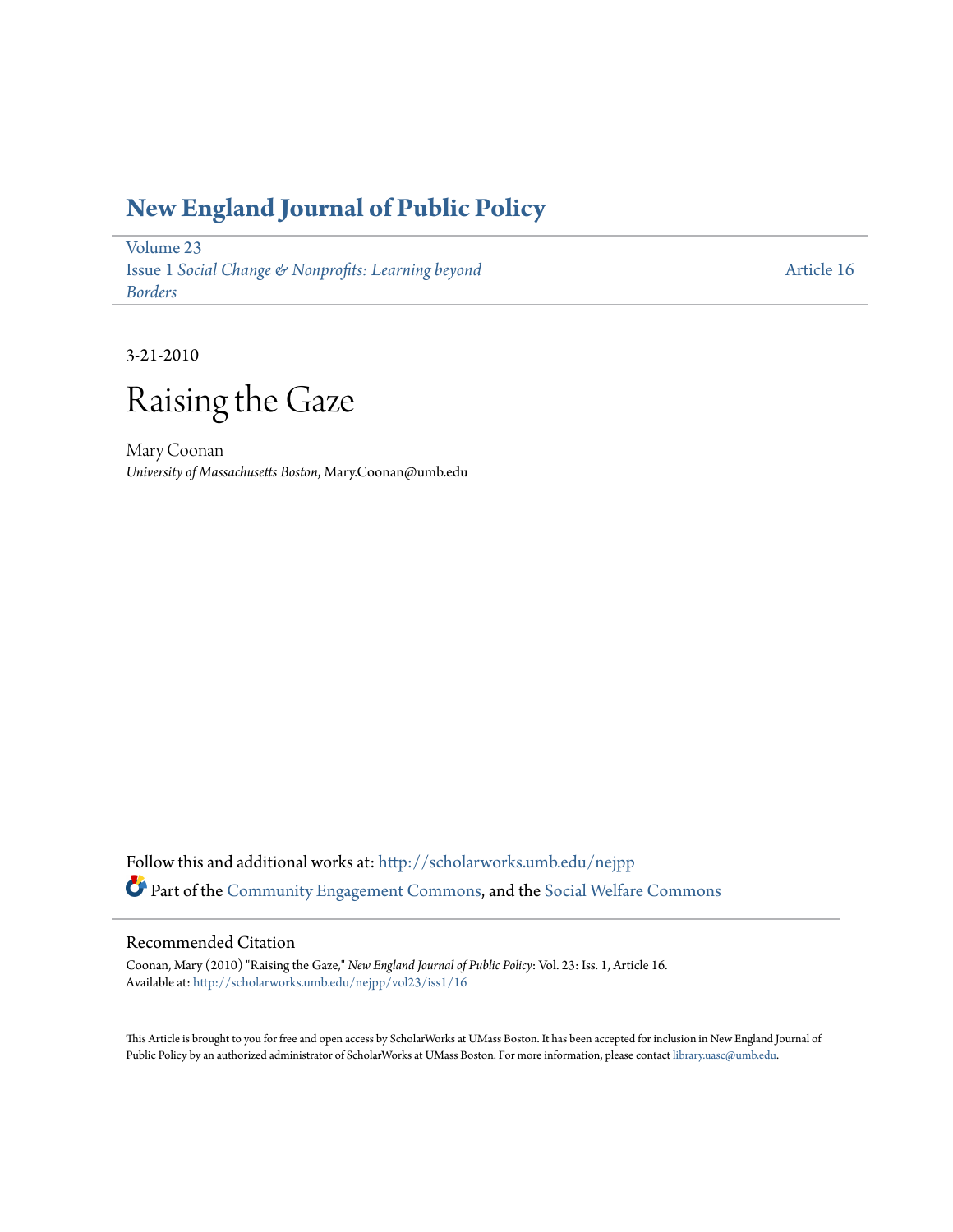# New England Journal of Public Policy

Volume 23
Issue 1 *Social Change & Nonprofits: Learning beyond Borders*

Article 16

3-21-2010

# Raising the Gaze

Mary Coonan
*University of Massachusetts Boston*, Mary.Coonan@umb.edu

Follow this and additional works at: http://scholarworks.umb.edu/nejpp

Part of the Community Engagement Commons, and the Social Welfare Commons

## Recommended Citation

Coonan, Mary (2010) "Raising the Gaze," *New England Journal of Public Policy*: Vol. 23: Iss. 1, Article 16.
Available at: http://scholarworks.umb.edu/nejpp/vol23/iss1/16

This Article is brought to you for free and open access by ScholarWorks at UMass Boston. It has been accepted for inclusion in New England Journal of Public Policy by an authorized administrator of ScholarWorks at UMass Boston. For more information, please contact library.uasc@umb.edu.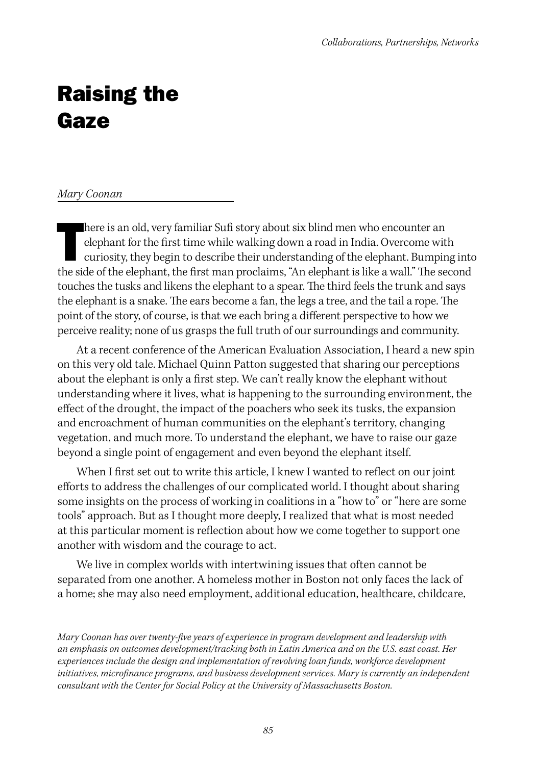# Raising the Gaze

*Mary Coonan*

There is an old, very familiar Sufi story about six blind men who encounter an elephant for the first time while walking down a road in India. Overcome with curiosity, they begin to describe their understanding of the elephant. Bumping into the side of the elephant, the first man proclaims, "An elephant is like a wall." The second touches the tusks and likens the elephant to a spear. The third feels the trunk and says the elephant is a snake. The ears become a fan, the legs a tree, and the tail a rope. The point of the story, of course, is that we each bring a different perspective to how we perceive reality; none of us grasps the full truth of our surroundings and community.

At a recent conference of the American Evaluation Association, I heard a new spin on this very old tale. Michael Quinn Patton suggested that sharing our perceptions about the elephant is only a first step. We can't really know the elephant without understanding where it lives, what is happening to the surrounding environment, the effect of the drought, the impact of the poachers who seek its tusks, the expansion and encroachment of human communities on the elephant's territory, changing vegetation, and much more. To understand the elephant, we have to raise our gaze beyond a single point of engagement and even beyond the elephant itself.

When I first set out to write this article, I knew I wanted to reflect on our joint efforts to address the challenges of our complicated world. I thought about sharing some insights on the process of working in coalitions in a "how to" or "here are some tools" approach. But as I thought more deeply, I realized that what is most needed at this particular moment is reflection about how we come together to support one another with wisdom and the courage to act.

We live in complex worlds with intertwining issues that often cannot be separated from one another. A homeless mother in Boston not only faces the lack of a home; she may also need employment, additional education, healthcare, childcare,

*Mary Coonan has over twenty-five years of experience in program development and leadership with an emphasis on outcomes development/tracking both in Latin America and on the U.S. east coast. Her experiences include the design and implementation of revolving loan funds, workforce development initiatives, microfinance programs, and business development services. Mary is currently an independent consultant with the Center for Social Policy at the University of Massachusetts Boston.*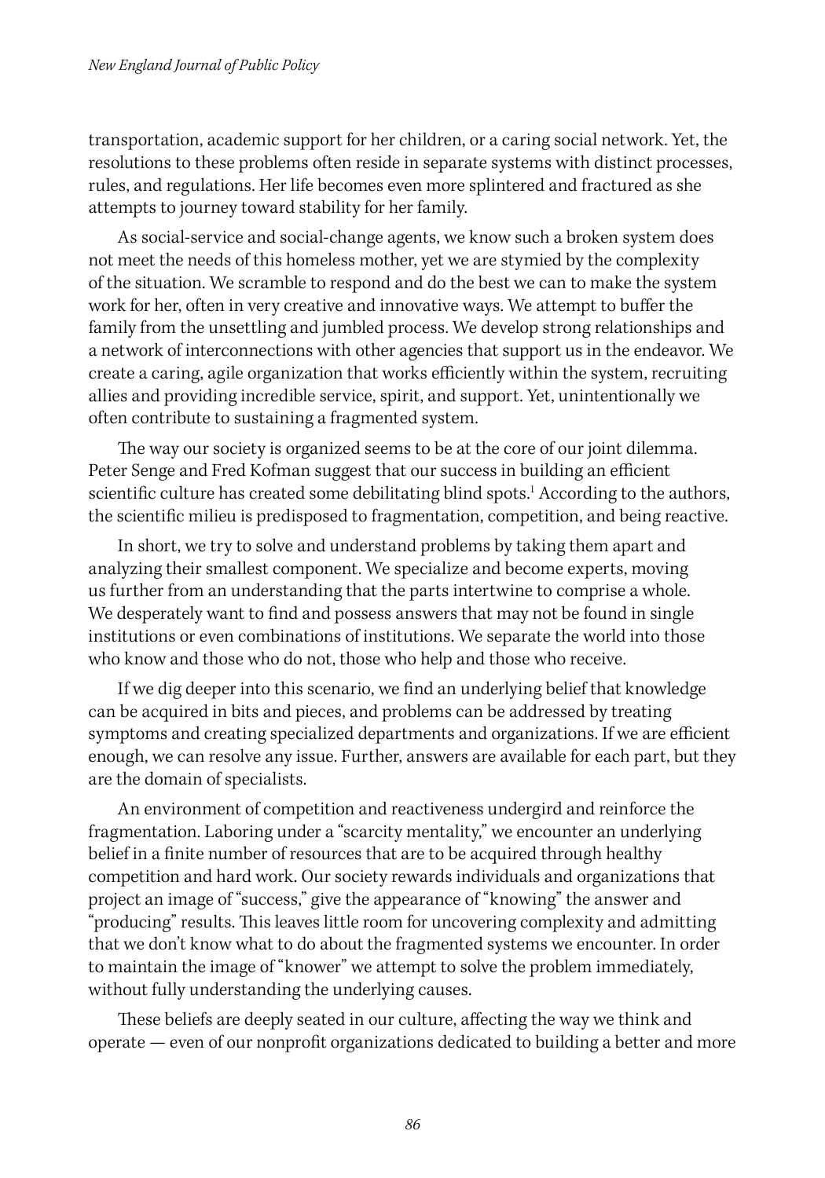transportation, academic support for her children, or a caring social network. Yet, the resolutions to these problems often reside in separate systems with distinct processes, rules, and regulations. Her life becomes even more splintered and fractured as she attempts to journey toward stability for her family.

As social-service and social-change agents, we know such a broken system does not meet the needs of this homeless mother, yet we are stymied by the complexity of the situation. We scramble to respond and do the best we can to make the system work for her, often in very creative and innovative ways. We attempt to buffer the family from the unsettling and jumbled process. We develop strong relationships and a network of interconnections with other agencies that support us in the endeavor. We create a caring, agile organization that works efficiently within the system, recruiting allies and providing incredible service, spirit, and support. Yet, unintentionally we often contribute to sustaining a fragmented system.

The way our society is organized seems to be at the core of our joint dilemma. Peter Senge and Fred Kofman suggest that our success in building an efficient scientific culture has created some debilitating blind spots.[1] According to the authors, the scientific milieu is predisposed to fragmentation, competition, and being reactive.

In short, we try to solve and understand problems by taking them apart and analyzing their smallest component. We specialize and become experts, moving us further from an understanding that the parts intertwine to comprise a whole. We desperately want to find and possess answers that may not be found in single institutions or even combinations of institutions. We separate the world into those who know and those who do not, those who help and those who receive.

If we dig deeper into this scenario, we find an underlying belief that knowledge can be acquired in bits and pieces, and problems can be addressed by treating symptoms and creating specialized departments and organizations. If we are efficient enough, we can resolve any issue. Further, answers are available for each part, but they are the domain of specialists.

An environment of competition and reactiveness undergird and reinforce the fragmentation. Laboring under a "scarcity mentality," we encounter an underlying belief in a finite number of resources that are to be acquired through healthy competition and hard work. Our society rewards individuals and organizations that project an image of "success," give the appearance of "knowing" the answer and "producing" results. This leaves little room for uncovering complexity and admitting that we don't know what to do about the fragmented systems we encounter. In order to maintain the image of "knower" we attempt to solve the problem immediately, without fully understanding the underlying causes.

These beliefs are deeply seated in our culture, affecting the way we think and operate — even of our nonprofit organizations dedicated to building a better and more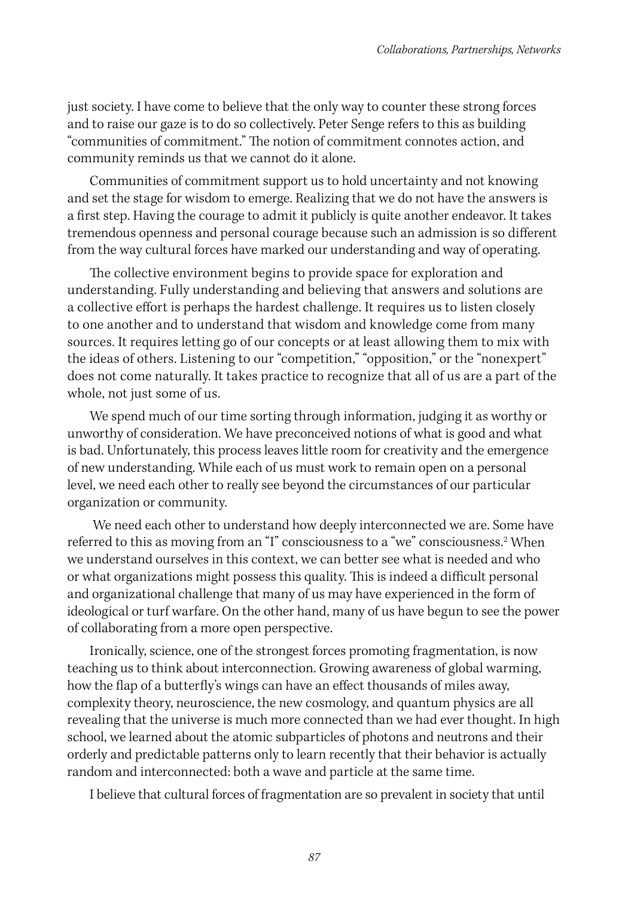just society. I have come to believe that the only way to counter these strong forces and to raise our gaze is to do so collectively. Peter Senge refers to this as building "communities of commitment." The notion of commitment connotes action, and community reminds us that we cannot do it alone.

Communities of commitment support us to hold uncertainty and not knowing and set the stage for wisdom to emerge. Realizing that we do not have the answers is a first step. Having the courage to admit it publicly is quite another endeavor. It takes tremendous openness and personal courage because such an admission is so different from the way cultural forces have marked our understanding and way of operating.

The collective environment begins to provide space for exploration and understanding. Fully understanding and believing that answers and solutions are a collective effort is perhaps the hardest challenge. It requires us to listen closely to one another and to understand that wisdom and knowledge come from many sources. It requires letting go of our concepts or at least allowing them to mix with the ideas of others. Listening to our "competition," "opposition," or the "nonexpert" does not come naturally. It takes practice to recognize that all of us are a part of the whole, not just some of us.

We spend much of our time sorting through information, judging it as worthy or unworthy of consideration. We have preconceived notions of what is good and what is bad. Unfortunately, this process leaves little room for creativity and the emergence of new understanding. While each of us must work to remain open on a personal level, we need each other to really see beyond the circumstances of our particular organization or community.

We need each other to understand how deeply interconnected we are. Some have referred to this as moving from an "I" consciousness to a "we" consciousness.[2] When we understand ourselves in this context, we can better see what is needed and who or what organizations might possess this quality. This is indeed a difficult personal and organizational challenge that many of us may have experienced in the form of ideological or turf warfare. On the other hand, many of us have begun to see the power of collaborating from a more open perspective.

Ironically, science, one of the strongest forces promoting fragmentation, is now teaching us to think about interconnection. Growing awareness of global warming, how the flap of a butterfly's wings can have an effect thousands of miles away, complexity theory, neuroscience, the new cosmology, and quantum physics are all revealing that the universe is much more connected than we had ever thought. In high school, we learned about the atomic subparticles of photons and neutrons and their orderly and predictable patterns only to learn recently that their behavior is actually random and interconnected: both a wave and particle at the same time.

I believe that cultural forces of fragmentation are so prevalent in society that until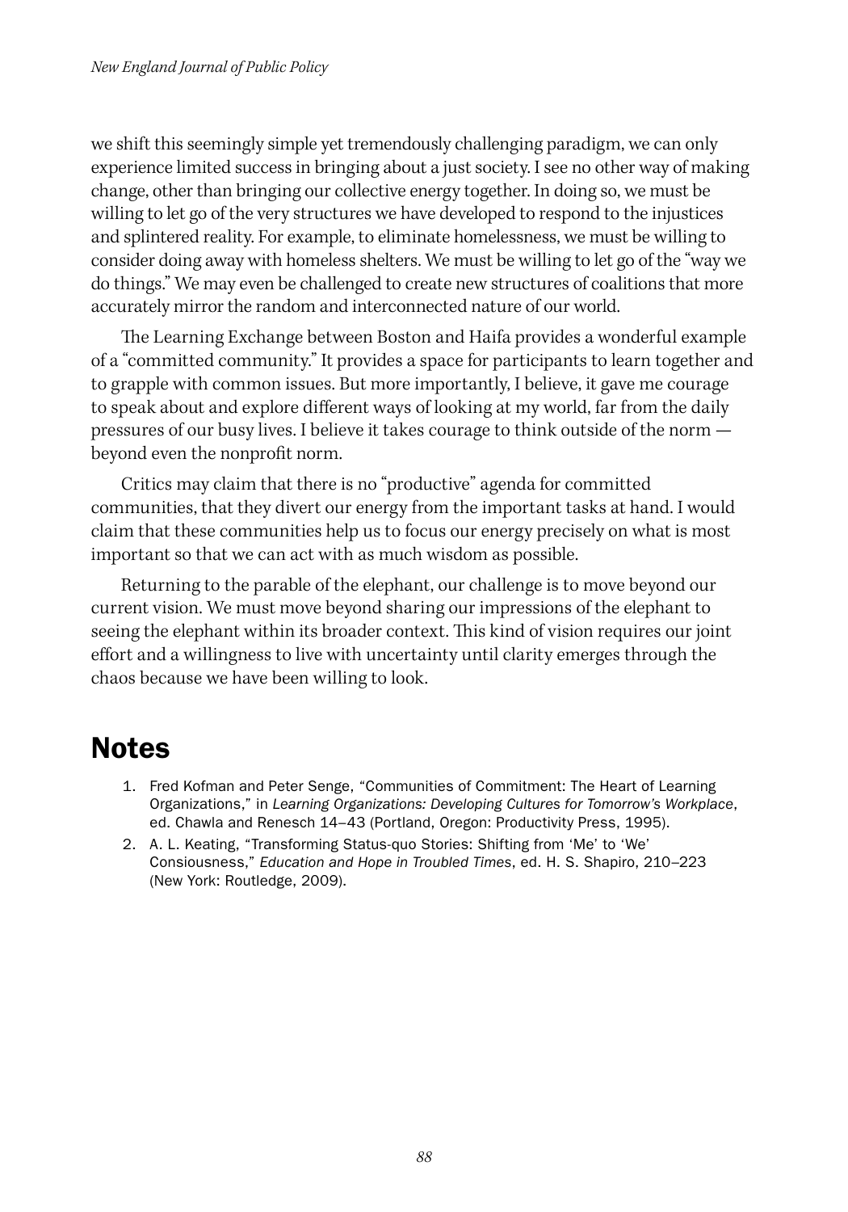we shift this seemingly simple yet tremendously challenging paradigm, we can only experience limited success in bringing about a just society. I see no other way of making change, other than bringing our collective energy together. In doing so, we must be willing to let go of the very structures we have developed to respond to the injustices and splintered reality. For example, to eliminate homelessness, we must be willing to consider doing away with homeless shelters. We must be willing to let go of the "way we do things." We may even be challenged to create new structures of coalitions that more accurately mirror the random and interconnected nature of our world.

The Learning Exchange between Boston and Haifa provides a wonderful example of a "committed community." It provides a space for participants to learn together and to grapple with common issues. But more importantly, I believe, it gave me courage to speak about and explore different ways of looking at my world, far from the daily pressures of our busy lives. I believe it takes courage to think outside of the norm — beyond even the nonprofit norm.

Critics may claim that there is no "productive" agenda for committed communities, that they divert our energy from the important tasks at hand. I would claim that these communities help us to focus our energy precisely on what is most important so that we can act with as much wisdom as possible.

Returning to the parable of the elephant, our challenge is to move beyond our current vision. We must move beyond sharing our impressions of the elephant to seeing the elephant within its broader context. This kind of vision requires our joint effort and a willingness to live with uncertainty until clarity emerges through the chaos because we have been willing to look.

## Notes

1. Fred Kofman and Peter Senge, "Communities of Commitment: The Heart of Learning Organizations," in *Learning Organizations: Developing Cultures for Tomorrow's Workplace*, ed. Chawla and Renesch 14–43 (Portland, Oregon: Productivity Press, 1995).
2. A. L. Keating, "Transforming Status-quo Stories: Shifting from 'Me' to 'We' Consiousness," *Education and Hope in Troubled Times*, ed. H. S. Shapiro, 210–223 (New York: Routledge, 2009).